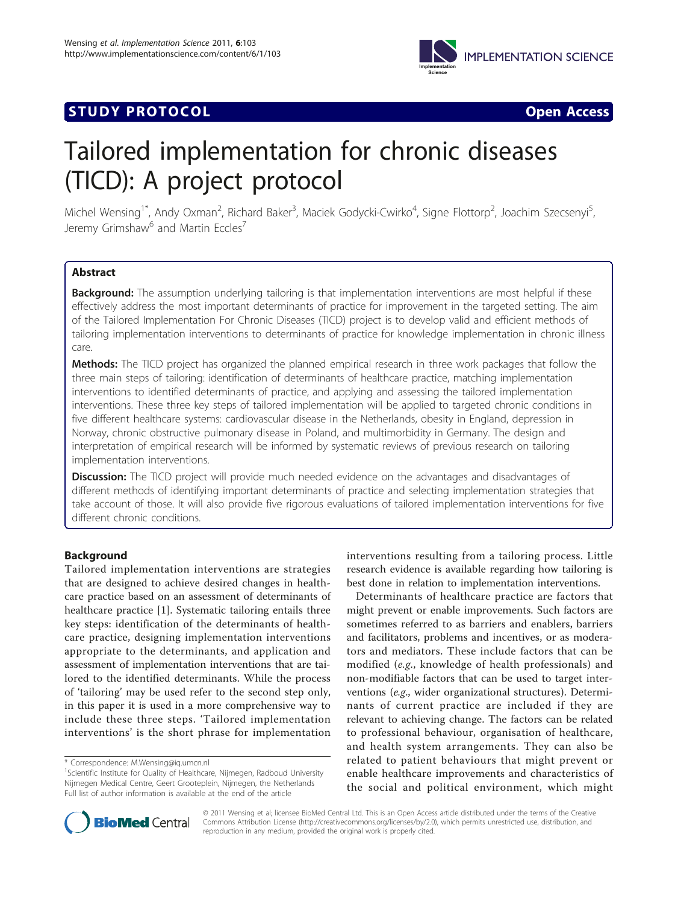**STUDY PROTOCOL** **Open Access**

# Tailored implementation for chronic diseases (TICD): A project protocol

Michel Wensing[1*], Andy Oxman[2], Richard Baker[3], Maciek Godycki-Cwirko[4], Signe Flottorp[2], Joachim Szecsenyi[5], Jeremy Grimshaw[6] and Martin Eccles[7]

## Abstract

**Background:** The assumption underlying tailoring is that implementation interventions are most helpful if these effectively address the most important determinants of practice for improvement in the targeted setting. The aim of the Tailored Implementation For Chronic Diseases (TICD) project is to develop valid and efficient methods of tailoring implementation interventions to determinants of practice for knowledge implementation in chronic illness care.

**Methods:** The TICD project has organized the planned empirical research in three work packages that follow the three main steps of tailoring: identification of determinants of healthcare practice, matching implementation interventions to identified determinants of practice, and applying and assessing the tailored implementation interventions. These three key steps of tailored implementation will be applied to targeted chronic conditions in five different healthcare systems: cardiovascular disease in the Netherlands, obesity in England, depression in Norway, chronic obstructive pulmonary disease in Poland, and multimorbidity in Germany. The design and interpretation of empirical research will be informed by systematic reviews of previous research on tailoring implementation interventions.

**Discussion:** The TICD project will provide much needed evidence on the advantages and disadvantages of different methods of identifying important determinants of practice and selecting implementation strategies that take account of those. It will also provide five rigorous evaluations of tailored implementation interventions for five different chronic conditions.

## Background

Tailored implementation interventions are strategies that are designed to achieve desired changes in healthcare practice based on an assessment of determinants of healthcare practice [1]. Systematic tailoring entails three key steps: identification of the determinants of healthcare practice, designing implementation interventions appropriate to the determinants, and application and assessment of implementation interventions that are tailored to the identified determinants. While the process of 'tailoring' may be used refer to the second step only, in this paper it is used in a more comprehensive way to include these three steps. 'Tailored implementation interventions' is the short phrase for implementation interventions resulting from a tailoring process. Little research evidence is available regarding how tailoring is best done in relation to implementation interventions.

Determinants of healthcare practice are factors that might prevent or enable improvements. Such factors are sometimes referred to as barriers and enablers, barriers and facilitators, problems and incentives, or as moderators and mediators. These include factors that can be modified (*e.g.*, knowledge of health professionals) and non-modifiable factors that can be used to target interventions (*e.g.*, wider organizational structures). Determinants of current practice are included if they are relevant to achieving change. The factors can be related to professional behaviour, organisation of healthcare, and health system arrangements. They can also be related to patient behaviours that might prevent or enable healthcare improvements and characteristics of the social and political environment, which might

\* Correspondence: M.Wensing@iq.umcn.nl
[1]Scientific Institute for Quality of Healthcare, Nijmegen, Radboud University Nijmegen Medical Centre, Geert Grooteplein, Nijmegen, the Netherlands
Full list of author information is available at the end of the article

© 2011 Wensing et al; licensee BioMed Central Ltd. This is an Open Access article distributed under the terms of the Creative Commons Attribution License (http://creativecommons.org/licenses/by/2.0), which permits unrestricted use, distribution, and reproduction in any medium, provided the original work is properly cited.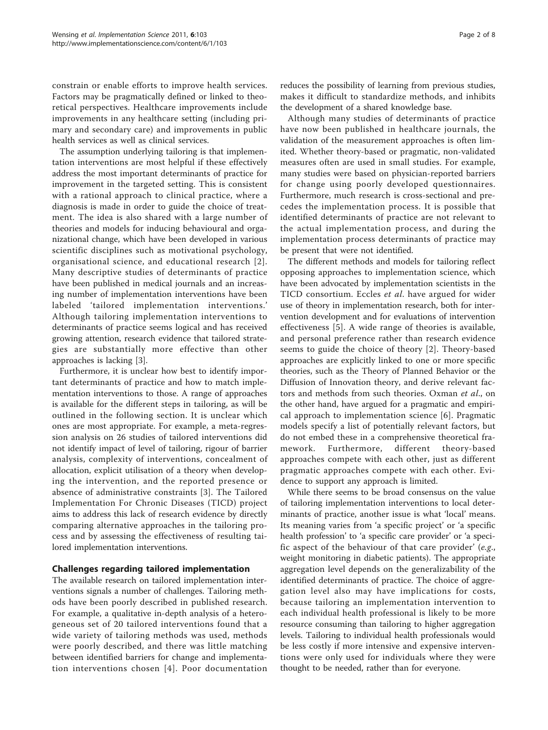constrain or enable efforts to improve health services. Factors may be pragmatically defined or linked to theoretical perspectives. Healthcare improvements include improvements in any healthcare setting (including primary and secondary care) and improvements in public health services as well as clinical services.

The assumption underlying tailoring is that implementation interventions are most helpful if these effectively address the most important determinants of practice for improvement in the targeted setting. This is consistent with a rational approach to clinical practice, where a diagnosis is made in order to guide the choice of treatment. The idea is also shared with a large number of theories and models for inducing behavioural and organizational change, which have been developed in various scientific disciplines such as motivational psychology, organisational science, and educational research [2]. Many descriptive studies of determinants of practice have been published in medical journals and an increasing number of implementation interventions have been labeled 'tailored implementation interventions.' Although tailoring implementation interventions to determinants of practice seems logical and has received growing attention, research evidence that tailored strategies are substantially more effective than other approaches is lacking [3].

Furthermore, it is unclear how best to identify important determinants of practice and how to match implementation interventions to those. A range of approaches is available for the different steps in tailoring, as will be outlined in the following section. It is unclear which ones are most appropriate. For example, a meta-regression analysis on 26 studies of tailored interventions did not identify impact of level of tailoring, rigour of barrier analysis, complexity of interventions, concealment of allocation, explicit utilisation of a theory when developing the intervention, and the reported presence or absence of administrative constraints [3]. The Tailored Implementation For Chronic Diseases (TICD) project aims to address this lack of research evidence by directly comparing alternative approaches in the tailoring process and by assessing the effectiveness of resulting tailored implementation interventions.

## Challenges regarding tailored implementation

The available research on tailored implementation interventions signals a number of challenges. Tailoring methods have been poorly described in published research. For example, a qualitative in-depth analysis of a heterogeneous set of 20 tailored interventions found that a wide variety of tailoring methods was used, methods were poorly described, and there was little matching between identified barriers for change and implementation interventions chosen [4]. Poor documentation reduces the possibility of learning from previous studies, makes it difficult to standardize methods, and inhibits the development of a shared knowledge base.

Although many studies of determinants of practice have now been published in healthcare journals, the validation of the measurement approaches is often limited. Whether theory-based or pragmatic, non-validated measures often are used in small studies. For example, many studies were based on physician-reported barriers for change using poorly developed questionnaires. Furthermore, much research is cross-sectional and precedes the implementation process. It is possible that identified determinants of practice are not relevant to the actual implementation process, and during the implementation process determinants of practice may be present that were not identified.

The different methods and models for tailoring reflect opposing approaches to implementation science, which have been advocated by implementation scientists in the TICD consortium. Eccles *et al*. have argued for wider use of theory in implementation research, both for intervention development and for evaluations of intervention effectiveness [5]. A wide range of theories is available, and personal preference rather than research evidence seems to guide the choice of theory [2]. Theory-based approaches are explicitly linked to one or more specific theories, such as the Theory of Planned Behavior or the Diffusion of Innovation theory, and derive relevant factors and methods from such theories. Oxman *et al*., on the other hand, have argued for a pragmatic and empirical approach to implementation science [6]. Pragmatic models specify a list of potentially relevant factors, but do not embed these in a comprehensive theoretical framework. Furthermore, different theory-based approaches compete with each other, just as different pragmatic approaches compete with each other. Evidence to support any approach is limited.

While there seems to be broad consensus on the value of tailoring implementation interventions to local determinants of practice, another issue is what 'local' means. Its meaning varies from 'a specific project' or 'a specific health profession' to 'a specific care provider' or 'a specific aspect of the behaviour of that care provider' (*e.g.*, weight monitoring in diabetic patients). The appropriate aggregation level depends on the generalizability of the identified determinants of practice. The choice of aggregation level also may have implications for costs, because tailoring an implementation intervention to each individual health professional is likely to be more resource consuming than tailoring to higher aggregation levels. Tailoring to individual health professionals would be less costly if more intensive and expensive interventions were only used for individuals where they were thought to be needed, rather than for everyone.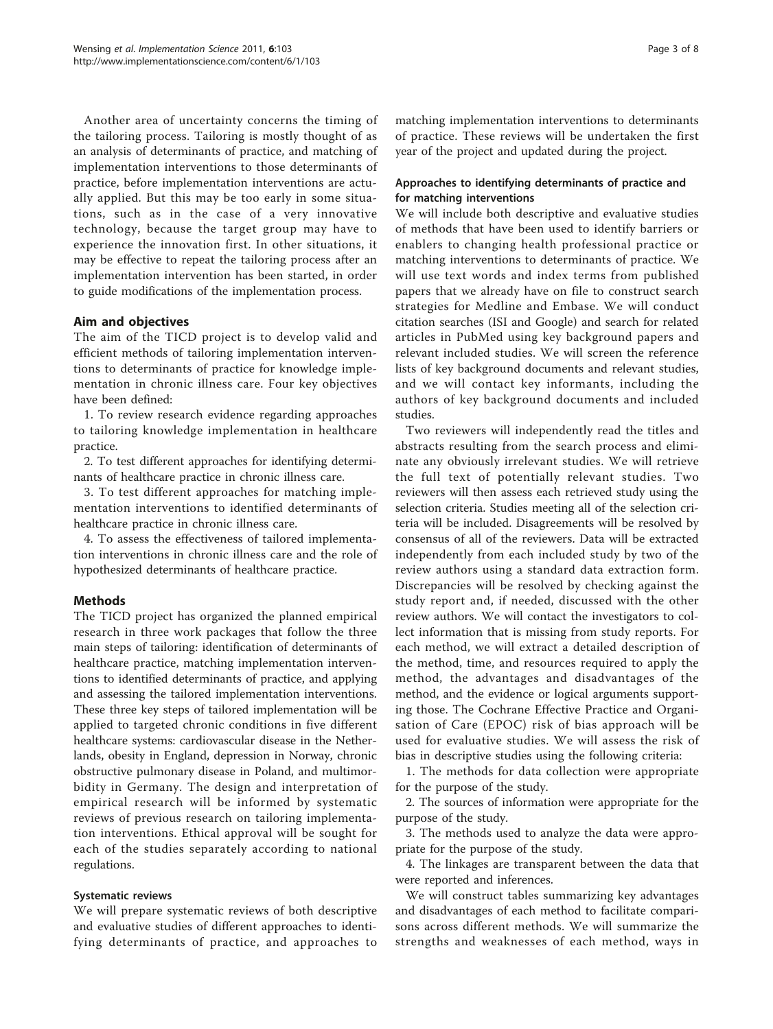Another area of uncertainty concerns the timing of the tailoring process. Tailoring is mostly thought of as an analysis of determinants of practice, and matching of implementation interventions to those determinants of practice, before implementation interventions are actually applied. But this may be too early in some situations, such as in the case of a very innovative technology, because the target group may have to experience the innovation first. In other situations, it may be effective to repeat the tailoring process after an implementation intervention has been started, in order to guide modifications of the implementation process.

## Aim and objectives

The aim of the TICD project is to develop valid and efficient methods of tailoring implementation interventions to determinants of practice for knowledge implementation in chronic illness care. Four key objectives have been defined:

1. To review research evidence regarding approaches to tailoring knowledge implementation in healthcare practice.
2. To test different approaches for identifying determinants of healthcare practice in chronic illness care.
3. To test different approaches for matching implementation interventions to identified determinants of healthcare practice in chronic illness care.
4. To assess the effectiveness of tailored implementation interventions in chronic illness care and the role of hypothesized determinants of healthcare practice.

## Methods

The TICD project has organized the planned empirical research in three work packages that follow the three main steps of tailoring: identification of determinants of healthcare practice, matching implementation interventions to identified determinants of practice, and applying and assessing the tailored implementation interventions. These three key steps of tailored implementation will be applied to targeted chronic conditions in five different healthcare systems: cardiovascular disease in the Netherlands, obesity in England, depression in Norway, chronic obstructive pulmonary disease in Poland, and multimorbidity in Germany. The design and interpretation of empirical research will be informed by systematic reviews of previous research on tailoring implementation interventions. Ethical approval will be sought for each of the studies separately according to national regulations.

### Systematic reviews

We will prepare systematic reviews of both descriptive and evaluative studies of different approaches to identifying determinants of practice, and approaches to matching implementation interventions to determinants of practice. These reviews will be undertaken the first year of the project and updated during the project.

#### Approaches to identifying determinants of practice and for matching interventions

We will include both descriptive and evaluative studies of methods that have been used to identify barriers or enablers to changing health professional practice or matching interventions to determinants of practice. We will use text words and index terms from published papers that we already have on file to construct search strategies for Medline and Embase. We will conduct citation searches (ISI and Google) and search for related articles in PubMed using key background papers and relevant included studies. We will screen the reference lists of key background documents and relevant studies, and we will contact key informants, including the authors of key background documents and included studies.

Two reviewers will independently read the titles and abstracts resulting from the search process and eliminate any obviously irrelevant studies. We will retrieve the full text of potentially relevant studies. Two reviewers will then assess each retrieved study using the selection criteria. Studies meeting all of the selection criteria will be included. Disagreements will be resolved by consensus of all of the reviewers. Data will be extracted independently from each included study by two of the review authors using a standard data extraction form. Discrepancies will be resolved by checking against the study report and, if needed, discussed with the other review authors. We will contact the investigators to collect information that is missing from study reports. For each method, we will extract a detailed description of the method, time, and resources required to apply the method, the advantages and disadvantages of the method, and the evidence or logical arguments supporting those. The Cochrane Effective Practice and Organisation of Care (EPOC) risk of bias approach will be used for evaluative studies. We will assess the risk of bias in descriptive studies using the following criteria:

1. The methods for data collection were appropriate for the purpose of the study.
2. The sources of information were appropriate for the purpose of the study.
3. The methods used to analyze the data were appropriate for the purpose of the study.
4. The linkages are transparent between the data that were reported and inferences.

We will construct tables summarizing key advantages and disadvantages of each method to facilitate comparisons across different methods. We will summarize the strengths and weaknesses of each method, ways in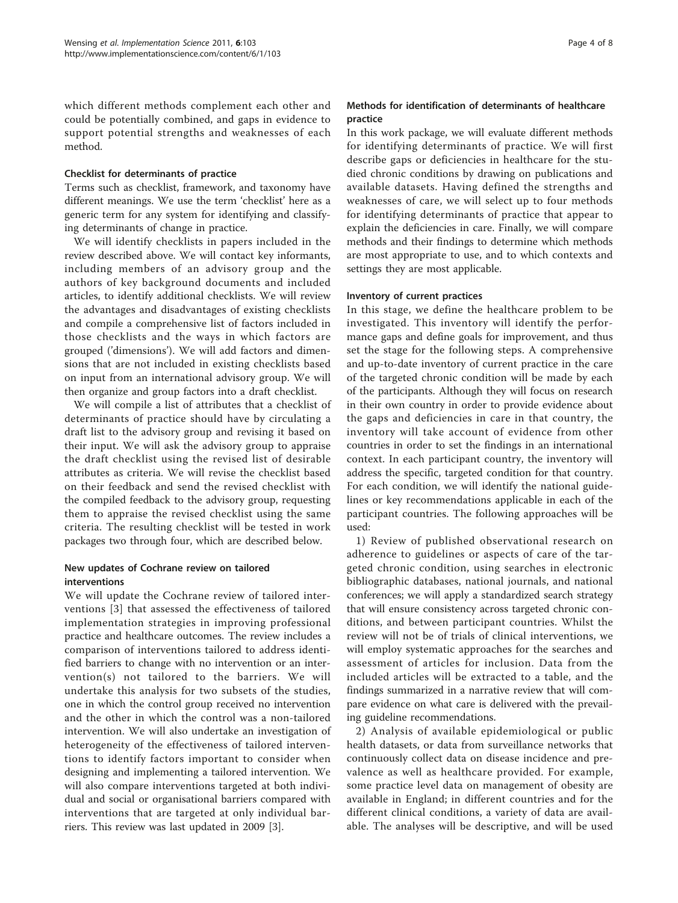which different methods complement each other and could be potentially combined, and gaps in evidence to support potential strengths and weaknesses of each method.

### Checklist for determinants of practice

Terms such as checklist, framework, and taxonomy have different meanings. We use the term 'checklist' here as a generic term for any system for identifying and classifying determinants of change in practice.

We will identify checklists in papers included in the review described above. We will contact key informants, including members of an advisory group and the authors of key background documents and included articles, to identify additional checklists. We will review the advantages and disadvantages of existing checklists and compile a comprehensive list of factors included in those checklists and the ways in which factors are grouped ('dimensions'). We will add factors and dimensions that are not included in existing checklists based on input from an international advisory group. We will then organize and group factors into a draft checklist.

We will compile a list of attributes that a checklist of determinants of practice should have by circulating a draft list to the advisory group and revising it based on their input. We will ask the advisory group to appraise the draft checklist using the revised list of desirable attributes as criteria. We will revise the checklist based on their feedback and send the revised checklist with the compiled feedback to the advisory group, requesting them to appraise the revised checklist using the same criteria. The resulting checklist will be tested in work packages two through four, which are described below.

### New updates of Cochrane review on tailored interventions

We will update the Cochrane review of tailored interventions [3] that assessed the effectiveness of tailored implementation strategies in improving professional practice and healthcare outcomes. The review includes a comparison of interventions tailored to address identified barriers to change with no intervention or an intervention(s) not tailored to the barriers. We will undertake this analysis for two subsets of the studies, one in which the control group received no intervention and the other in which the control was a non-tailored intervention. We will also undertake an investigation of heterogeneity of the effectiveness of tailored interventions to identify factors important to consider when designing and implementing a tailored intervention. We will also compare interventions targeted at both individual and social or organisational barriers compared with interventions that are targeted at only individual barriers. This review was last updated in 2009 [3].

### Methods for identification of determinants of healthcare practice

In this work package, we will evaluate different methods for identifying determinants of practice. We will first describe gaps or deficiencies in healthcare for the studied chronic conditions by drawing on publications and available datasets. Having defined the strengths and weaknesses of care, we will select up to four methods for identifying determinants of practice that appear to explain the deficiencies in care. Finally, we will compare methods and their findings to determine which methods are most appropriate to use, and to which contexts and settings they are most applicable.

### Inventory of current practices

In this stage, we define the healthcare problem to be investigated. This inventory will identify the performance gaps and define goals for improvement, and thus set the stage for the following steps. A comprehensive and up-to-date inventory of current practice in the care of the targeted chronic condition will be made by each of the participants. Although they will focus on research in their own country in order to provide evidence about the gaps and deficiencies in care in that country, the inventory will take account of evidence from other countries in order to set the findings in an international context. In each participant country, the inventory will address the specific, targeted condition for that country. For each condition, we will identify the national guidelines or key recommendations applicable in each of the participant countries. The following approaches will be used:

1) Review of published observational research on adherence to guidelines or aspects of care of the targeted chronic condition, using searches in electronic bibliographic databases, national journals, and national conferences; we will apply a standardized search strategy that will ensure consistency across targeted chronic conditions, and between participant countries. Whilst the review will not be of trials of clinical interventions, we will employ systematic approaches for the searches and assessment of articles for inclusion. Data from the included articles will be extracted to a table, and the findings summarized in a narrative review that will compare evidence on what care is delivered with the prevailing guideline recommendations.

2) Analysis of available epidemiological or public health datasets, or data from surveillance networks that continuously collect data on disease incidence and prevalence as well as healthcare provided. For example, some practice level data on management of obesity are available in England; in different countries and for the different clinical conditions, a variety of data are available. The analyses will be descriptive, and will be used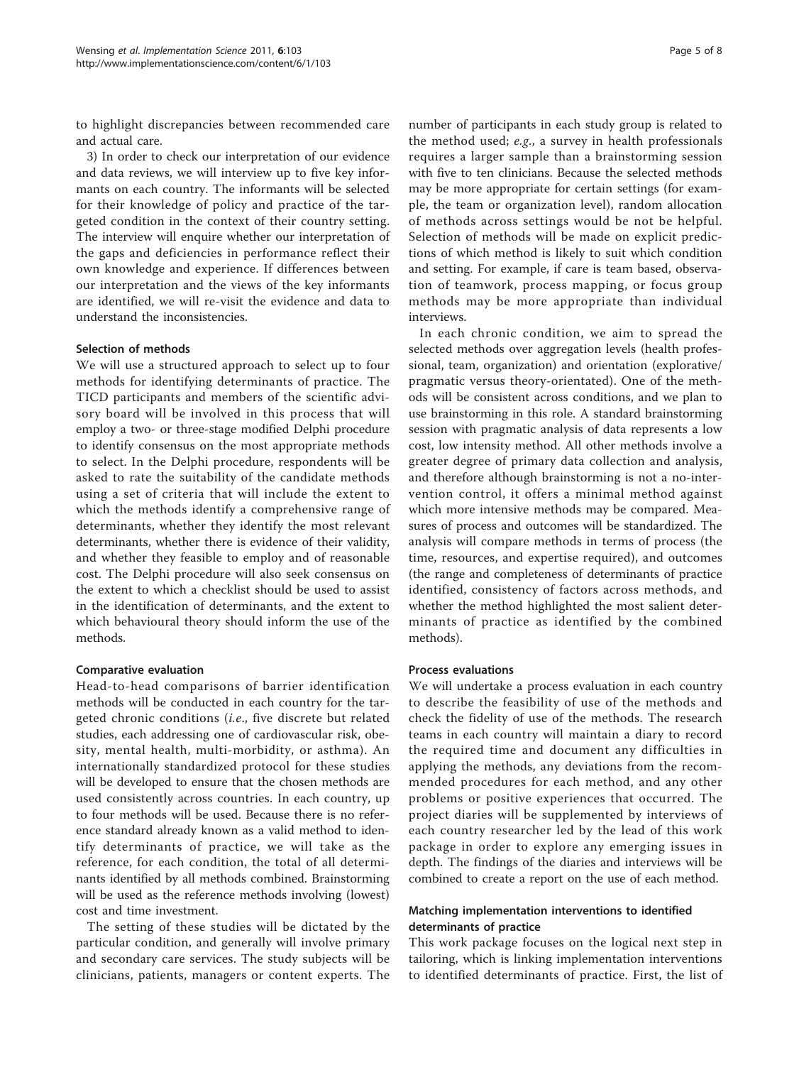to highlight discrepancies between recommended care and actual care.

3) In order to check our interpretation of our evidence and data reviews, we will interview up to five key informants on each country. The informants will be selected for their knowledge of policy and practice of the targeted condition in the context of their country setting. The interview will enquire whether our interpretation of the gaps and deficiencies in performance reflect their own knowledge and experience. If differences between our interpretation and the views of the key informants are identified, we will re-visit the evidence and data to understand the inconsistencies.

#### Selection of methods

We will use a structured approach to select up to four methods for identifying determinants of practice. The TICD participants and members of the scientific advisory board will be involved in this process that will employ a two- or three-stage modified Delphi procedure to identify consensus on the most appropriate methods to select. In the Delphi procedure, respondents will be asked to rate the suitability of the candidate methods using a set of criteria that will include the extent to which the methods identify a comprehensive range of determinants, whether they identify the most relevant determinants, whether there is evidence of their validity, and whether they feasible to employ and of reasonable cost. The Delphi procedure will also seek consensus on the extent to which a checklist should be used to assist in the identification of determinants, and the extent to which behavioural theory should inform the use of the methods.

#### Comparative evaluation

Head-to-head comparisons of barrier identification methods will be conducted in each country for the targeted chronic conditions (*i.e.*, five discrete but related studies, each addressing one of cardiovascular risk, obesity, mental health, multi-morbidity, or asthma). An internationally standardized protocol for these studies will be developed to ensure that the chosen methods are used consistently across countries. In each country, up to four methods will be used. Because there is no reference standard already known as a valid method to identify determinants of practice, we will take as the reference, for each condition, the total of all determinants identified by all methods combined. Brainstorming will be used as the reference methods involving (lowest) cost and time investment.

The setting of these studies will be dictated by the particular condition, and generally will involve primary and secondary care services. The study subjects will be clinicians, patients, managers or content experts. The number of participants in each study group is related to the method used; *e.g.*, a survey in health professionals requires a larger sample than a brainstorming session with five to ten clinicians. Because the selected methods may be more appropriate for certain settings (for example, the team or organization level), random allocation of methods across settings would be not be helpful. Selection of methods will be made on explicit predictions of which method is likely to suit which condition and setting. For example, if care is team based, observation of teamwork, process mapping, or focus group methods may be more appropriate than individual interviews.

In each chronic condition, we aim to spread the selected methods over aggregation levels (health professional, team, organization) and orientation (explorative/pragmatic versus theory-orientated). One of the methods will be consistent across conditions, and we plan to use brainstorming in this role. A standard brainstorming session with pragmatic analysis of data represents a low cost, low intensity method. All other methods involve a greater degree of primary data collection and analysis, and therefore although brainstorming is not a no-intervention control, it offers a minimal method against which more intensive methods may be compared. Measures of process and outcomes will be standardized. The analysis will compare methods in terms of process (the time, resources, and expertise required), and outcomes (the range and completeness of determinants of practice identified, consistency of factors across methods, and whether the method highlighted the most salient determinants of practice as identified by the combined methods).

#### Process evaluations

We will undertake a process evaluation in each country to describe the feasibility of use of the methods and check the fidelity of use of the methods. The research teams in each country will maintain a diary to record the required time and document any difficulties in applying the methods, any deviations from the recommended procedures for each method, and any other problems or positive experiences that occurred. The project diaries will be supplemented by interviews of each country researcher led by the lead of this work package in order to explore any emerging issues in depth. The findings of the diaries and interviews will be combined to create a report on the use of each method.

### Matching implementation interventions to identified determinants of practice

This work package focuses on the logical next step in tailoring, which is linking implementation interventions to identified determinants of practice. First, the list of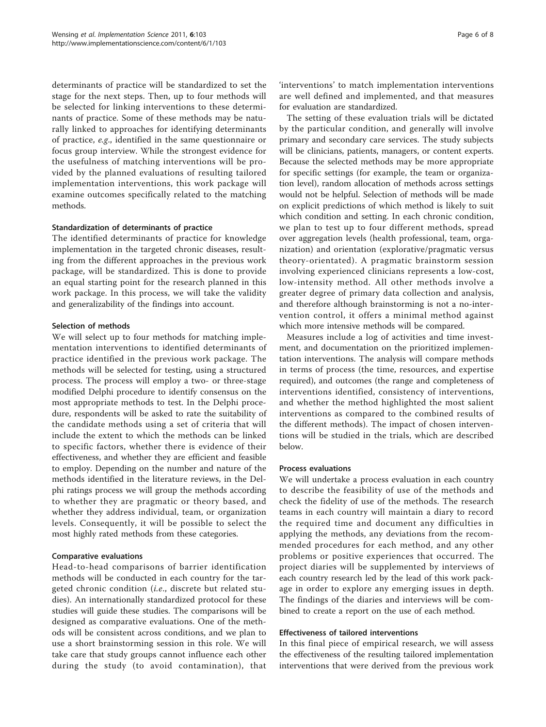determinants of practice will be standardized to set the stage for the next steps. Then, up to four methods will be selected for linking interventions to these determinants of practice. Some of these methods may be naturally linked to approaches for identifying determinants of practice, *e.g.*, identified in the same questionnaire or focus group interview. While the strongest evidence for the usefulness of matching interventions will be provided by the planned evaluations of resulting tailored implementation interventions, this work package will examine outcomes specifically related to the matching methods.

### Standardization of determinants of practice

The identified determinants of practice for knowledge implementation in the targeted chronic diseases, resulting from the different approaches in the previous work package, will be standardized. This is done to provide an equal starting point for the research planned in this work package. In this process, we will take the validity and generalizability of the findings into account.

### Selection of methods

We will select up to four methods for matching implementation interventions to identified determinants of practice identified in the previous work package. The methods will be selected for testing, using a structured process. The process will employ a two- or three-stage modified Delphi procedure to identify consensus on the most appropriate methods to test. In the Delphi procedure, respondents will be asked to rate the suitability of the candidate methods using a set of criteria that will include the extent to which the methods can be linked to specific factors, whether there is evidence of their effectiveness, and whether they are efficient and feasible to employ. Depending on the number and nature of the methods identified in the literature reviews, in the Delphi ratings process we will group the methods according to whether they are pragmatic or theory based, and whether they address individual, team, or organization levels. Consequently, it will be possible to select the most highly rated methods from these categories.

### Comparative evaluations

Head-to-head comparisons of barrier identification methods will be conducted in each country for the targeted chronic condition (*i.e.*, discrete but related studies). An internationally standardized protocol for these studies will guide these studies. The comparisons will be designed as comparative evaluations. One of the methods will be consistent across conditions, and we plan to use a short brainstorming session in this role. We will take care that study groups cannot influence each other during the study (to avoid contamination), that 'interventions' to match implementation interventions are well defined and implemented, and that measures for evaluation are standardized.

The setting of these evaluation trials will be dictated by the particular condition, and generally will involve primary and secondary care services. The study subjects will be clinicians, patients, managers, or content experts. Because the selected methods may be more appropriate for specific settings (for example, the team or organization level), random allocation of methods across settings would not be helpful. Selection of methods will be made on explicit predictions of which method is likely to suit which condition and setting. In each chronic condition, we plan to test up to four different methods, spread over aggregation levels (health professional, team, organization) and orientation (explorative/pragmatic versus theory-orientated). A pragmatic brainstorm session involving experienced clinicians represents a low-cost, low-intensity method. All other methods involve a greater degree of primary data collection and analysis, and therefore although brainstorming is not a no-intervention control, it offers a minimal method against which more intensive methods will be compared.

Measures include a log of activities and time investment, and documentation on the prioritized implementation interventions. The analysis will compare methods in terms of process (the time, resources, and expertise required), and outcomes (the range and completeness of interventions identified, consistency of interventions, and whether the method highlighted the most salient interventions as compared to the combined results of the different methods). The impact of chosen interventions will be studied in the trials, which are described below.

### Process evaluations

We will undertake a process evaluation in each country to describe the feasibility of use of the methods and check the fidelity of use of the methods. The research teams in each country will maintain a diary to record the required time and document any difficulties in applying the methods, any deviations from the recommended procedures for each method, and any other problems or positive experiences that occurred. The project diaries will be supplemented by interviews of each country research led by the lead of this work package in order to explore any emerging issues in depth. The findings of the diaries and interviews will be combined to create a report on the use of each method.

### Effectiveness of tailored interventions

In this final piece of empirical research, we will assess the effectiveness of the resulting tailored implementation interventions that were derived from the previous work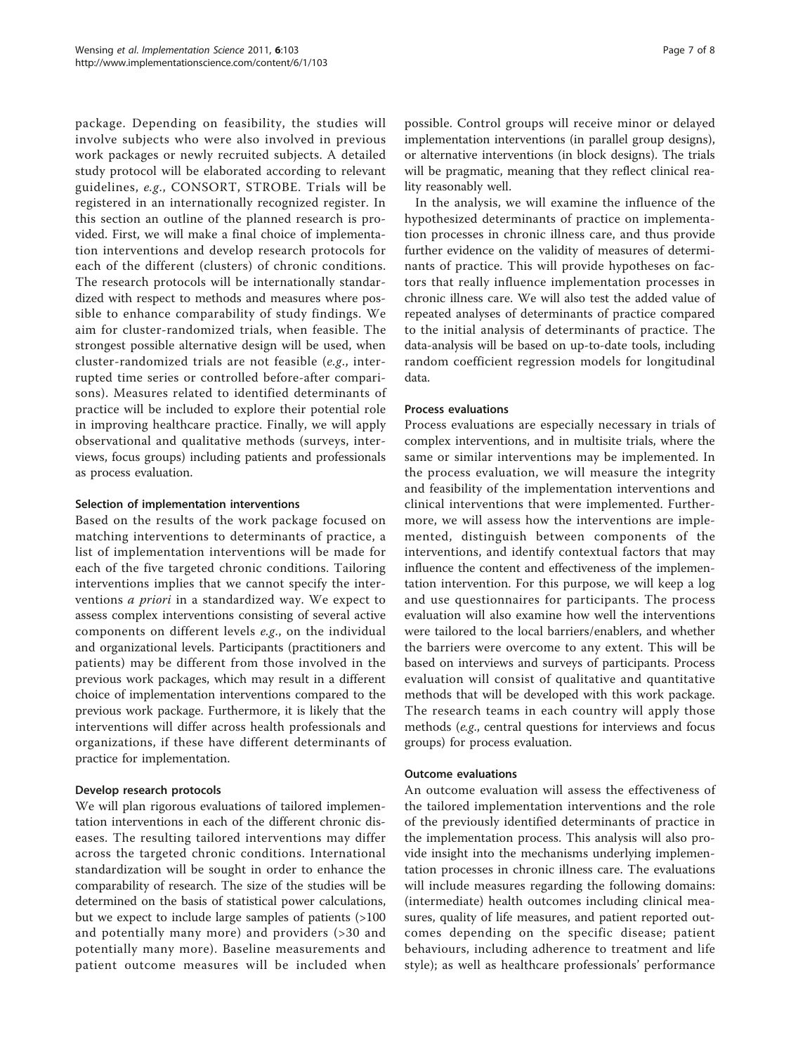package. Depending on feasibility, the studies will involve subjects who were also involved in previous work packages or newly recruited subjects. A detailed study protocol will be elaborated according to relevant guidelines, *e.g.*, CONSORT, STROBE. Trials will be registered in an internationally recognized register. In this section an outline of the planned research is provided. First, we will make a final choice of implementation interventions and develop research protocols for each of the different (clusters) of chronic conditions. The research protocols will be internationally standardized with respect to methods and measures where possible to enhance comparability of study findings. We aim for cluster-randomized trials, when feasible. The strongest possible alternative design will be used, when cluster-randomized trials are not feasible (*e.g.*, interrupted time series or controlled before-after comparisons). Measures related to identified determinants of practice will be included to explore their potential role in improving healthcare practice. Finally, we will apply observational and qualitative methods (surveys, interviews, focus groups) including patients and professionals as process evaluation.

#### Selection of implementation interventions

Based on the results of the work package focused on matching interventions to determinants of practice, a list of implementation interventions will be made for each of the five targeted chronic conditions. Tailoring interventions implies that we cannot specify the interventions *a priori* in a standardized way. We expect to assess complex interventions consisting of several active components on different levels *e.g.*, on the individual and organizational levels. Participants (practitioners and patients) may be different from those involved in the previous work packages, which may result in a different choice of implementation interventions compared to the previous work package. Furthermore, it is likely that the interventions will differ across health professionals and organizations, if these have different determinants of practice for implementation.

#### Develop research protocols

We will plan rigorous evaluations of tailored implementation interventions in each of the different chronic diseases. The resulting tailored interventions may differ across the targeted chronic conditions. International standardization will be sought in order to enhance the comparability of research. The size of the studies will be determined on the basis of statistical power calculations, but we expect to include large samples of patients (>100 and potentially many more) and providers (>30 and potentially many more). Baseline measurements and patient outcome measures will be included when possible. Control groups will receive minor or delayed implementation interventions (in parallel group designs), or alternative interventions (in block designs). The trials will be pragmatic, meaning that they reflect clinical reality reasonably well.

In the analysis, we will examine the influence of the hypothesized determinants of practice on implementation processes in chronic illness care, and thus provide further evidence on the validity of measures of determinants of practice. This will provide hypotheses on factors that really influence implementation processes in chronic illness care. We will also test the added value of repeated analyses of determinants of practice compared to the initial analysis of determinants of practice. The data-analysis will be based on up-to-date tools, including random coefficient regression models for longitudinal data.

#### Process evaluations

Process evaluations are especially necessary in trials of complex interventions, and in multisite trials, where the same or similar interventions may be implemented. In the process evaluation, we will measure the integrity and feasibility of the implementation interventions and clinical interventions that were implemented. Furthermore, we will assess how the interventions are implemented, distinguish between components of the interventions, and identify contextual factors that may influence the content and effectiveness of the implementation intervention. For this purpose, we will keep a log and use questionnaires for participants. The process evaluation will also examine how well the interventions were tailored to the local barriers/enablers, and whether the barriers were overcome to any extent. This will be based on interviews and surveys of participants. Process evaluation will consist of qualitative and quantitative methods that will be developed with this work package. The research teams in each country will apply those methods (*e.g.*, central questions for interviews and focus groups) for process evaluation.

#### Outcome evaluations

An outcome evaluation will assess the effectiveness of the tailored implementation interventions and the role of the previously identified determinants of practice in the implementation process. This analysis will also provide insight into the mechanisms underlying implementation processes in chronic illness care. The evaluations will include measures regarding the following domains: (intermediate) health outcomes including clinical measures, quality of life measures, and patient reported outcomes depending on the specific disease; patient behaviours, including adherence to treatment and life style); as well as healthcare professionals' performance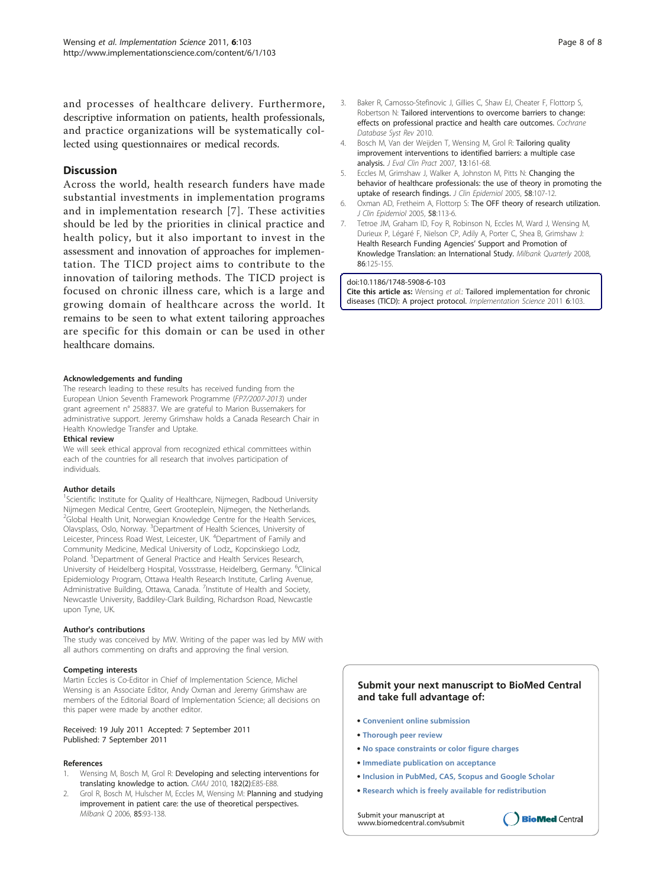and processes of healthcare delivery. Furthermore, descriptive information on patients, health professionals, and practice organizations will be systematically collected using questionnaires or medical records.

## Discussion

Across the world, health research funders have made substantial investments in implementation programs and in implementation research [7]. These activities should be led by the priorities in clinical practice and health policy, but it also important to invest in the assessment and innovation of approaches for implementation. The TICD project aims to contribute to the innovation of tailoring methods. The TICD project is focused on chronic illness care, which is a large and growing domain of healthcare across the world. It remains to be seen to what extent tailoring approaches are specific for this domain or can be used in other healthcare domains.

#### Acknowledgements and funding

The research leading to these results has received funding from the European Union Seventh Framework Programme (*FP7/2007-2013*) under grant agreement n° 258837. We are grateful to Marion Bussemakers for administrative support. Jeremy Grimshaw holds a Canada Research Chair in Health Knowledge Transfer and Uptake.

#### Ethical review

We will seek ethical approval from recognized ethical committees within each of the countries for all research that involves participation of individuals.

#### Author details

[1]Scientific Institute for Quality of Healthcare, Nijmegen, Radboud University Nijmegen Medical Centre, Geert Grooteplein, Nijmegen, the Netherlands. [2]Global Health Unit, Norwegian Knowledge Centre for the Health Services, Olavsplass, Oslo, Norway. [3]Department of Health Sciences, University of Leicester, Princess Road West, Leicester, UK. [4]Department of Family and Community Medicine, Medical University of Lodz,, Kopcinskiego Lodz, Poland. [5]Department of General Practice and Health Services Research, University of Heidelberg Hospital, Vossstrasse, Heidelberg, Germany. [6]Clinical Epidemiology Program, Ottawa Health Research Institute, Carling Avenue, Administrative Building, Ottawa, Canada. [7]Institute of Health and Society, Newcastle University, Baddiley-Clark Building, Richardson Road, Newcastle upon Tyne, UK.

#### Author's contributions

The study was conceived by MW. Writing of the paper was led by MW with all authors commenting on drafts and approving the final version.

#### Competing interests

Martin Eccles is Co-Editor in Chief of Implementation Science, Michel Wensing is an Associate Editor, Andy Oxman and Jeremy Grimshaw are members of the Editorial Board of Implementation Science; all decisions on this paper were made by another editor.

Received: 19 July 2011 Accepted: 7 September 2011
Published: 7 September 2011

#### References

1. Wensing M, Bosch M, Grol R: **Developing and selecting interventions for translating knowledge to action.** *CMAJ* 2010, 182(2):E85-E88.
2. Grol R, Bosch M, Hulscher M, Eccles M, Wensing M: **Planning and studying improvement in patient care: the use of theoretical perspectives.** *Milbank Q* 2006, **85**:93-138.
3. Baker R, Camosso-Stefinovic J, Gillies C, Shaw EJ, Cheater F, Flottorp S, Robertson N: **Tailored interventions to overcome barriers to change: effects on professional practice and health care outcomes.** *Cochrane Database Syst Rev* 2010.
4. Bosch M, Van der Weijden T, Wensing M, Grol R: **Tailoring quality improvement interventions to identified barriers: a multiple case analysis.** *J Eval Clin Pract* 2007, **13**:161-68.
5. Eccles M, Grimshaw J, Walker A, Johnston M, Pitts N: **Changing the behavior of healthcare professionals: the use of theory in promoting the uptake of research findings.** *J Clin Epidemiol* 2005, **58**:107-12.
6. Oxman AD, Fretheim A, Flottorp S: **The OFF theory of research utilization.** *J Clin Epidemiol* 2005, **58**:113-6.
7. Tetroe JM, Graham ID, Foy R, Robinson N, Eccles M, Ward J, Wensing M, Durieux P, Légaré F, Nielson CP, Adily A, Porter C, Shea B, Grimshaw J: **Health Research Funding Agencies' Support and Promotion of Knowledge Translation: an International Study.** *Milbank Quarterly* 2008, **86**:125-155.

doi:10.1186/1748-5908-6-103
**Cite this article as:** Wensing *et al.*: Tailored implementation for chronic diseases (TICD): A project protocol. *Implementation Science* 2011 **6**:103.

**Submit your next manuscript to BioMed Central and take full advantage of:**

- **Convenient online submission**
- **Thorough peer review**
- **No space constraints or color figure charges**
- **Immediate publication on acceptance**
- **Inclusion in PubMed, CAS, Scopus and Google Scholar**
- **Research which is freely available for redistribution**

Submit your manuscript at
www.biomedcentral.com/submit

BioMed Central